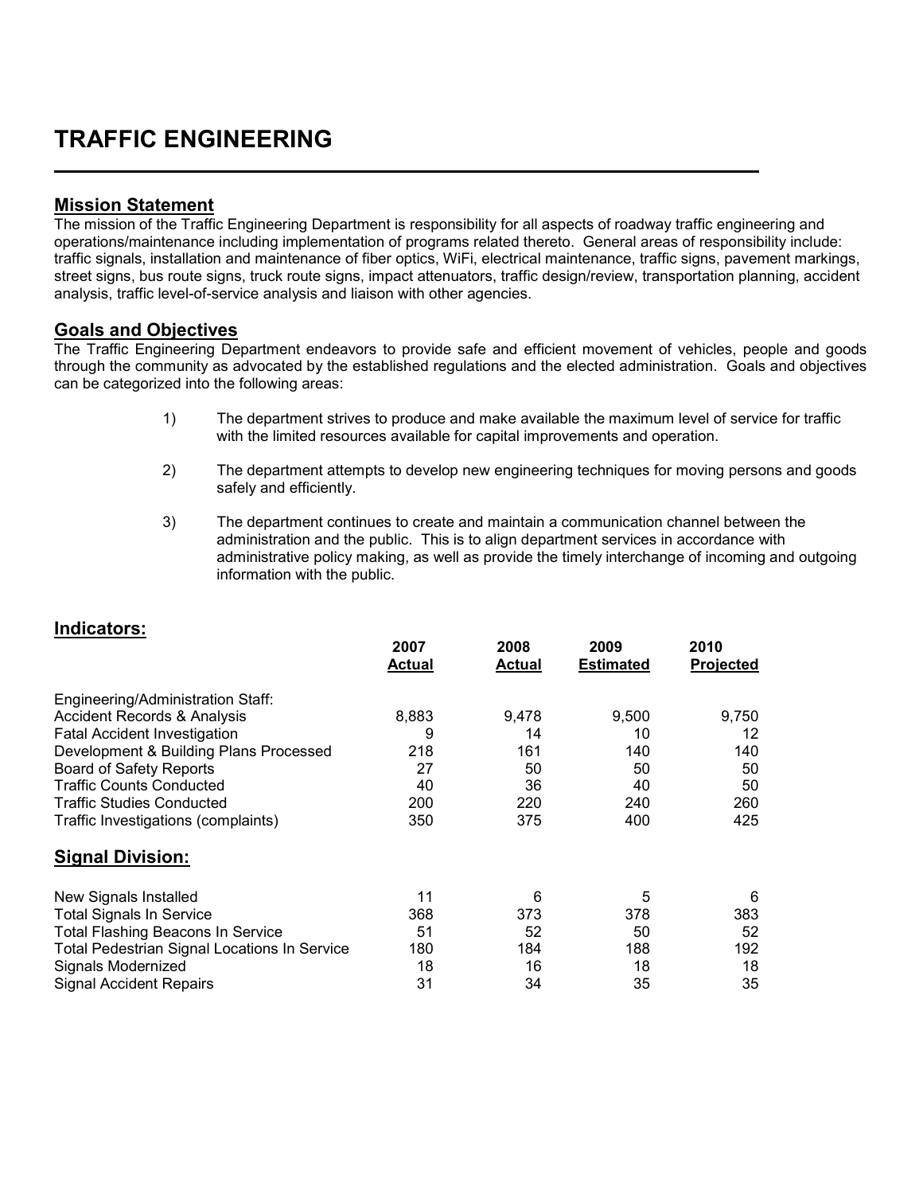# TRAFFIC ENGINEERING

## Mission Statement

The mission of the Traffic Engineering Department is responsibility for all aspects of roadway traffic engineering and operations/maintenance including implementation of programs related thereto. General areas of responsibility include: traffic signals, installation and maintenance of fiber optics, WiFi, electrical maintenance, traffic signs, pavement markings, street signs, bus route signs, truck route signs, impact attenuators, traffic design/review, transportation planning, accident analysis, traffic level-of-service analysis and liaison with other agencies.

## Goals and Objectives

The Traffic Engineering Department endeavors to provide safe and efficient movement of vehicles, people and goods through the community as advocated by the established regulations and the elected administration. Goals and objectives can be categorized into the following areas:

1) The department strives to produce and make available the maximum level of service for traffic with the limited resources available for capital improvements and operation.

2) The department attempts to develop new engineering techniques for moving persons and goods safely and efficiently.

3) The department continues to create and maintain a communication channel between the administration and the public. This is to align department services in accordance with administrative policy making, as well as provide the timely interchange of incoming and outgoing information with the public.

## Indicators:

| | 2007 Actual | 2008 Actual | 2009 Estimated | 2010 Projected |
|---|---|---|---|---|
| Engineering/Administration Staff: | | | | |
| Accident Records & Analysis | 8,883 | 9,478 | 9,500 | 9,750 |
| Fatal Accident Investigation | 9 | 14 | 10 | 12 |
| Development & Building Plans Processed | 218 | 161 | 140 | 140 |
| Board of Safety Reports | 27 | 50 | 50 | 50 |
| Traffic Counts Conducted | 40 | 36 | 40 | 50 |
| Traffic Studies Conducted | 200 | 220 | 240 | 260 |
| Traffic Investigations (complaints) | 350 | 375 | 400 | 425 |

## Signal Division:

| | 2007 Actual | 2008 Actual | 2009 Estimated | 2010 Projected |
|---|---|---|---|---|
| New Signals Installed | 11 | 6 | 5 | 6 |
| Total Signals In Service | 368 | 373 | 378 | 383 |
| Total Flashing Beacons In Service | 51 | 52 | 50 | 52 |
| Total Pedestrian Signal Locations In Service | 180 | 184 | 188 | 192 |
| Signals Modernized | 18 | 16 | 18 | 18 |
| Signal Accident Repairs | 31 | 34 | 35 | 35 |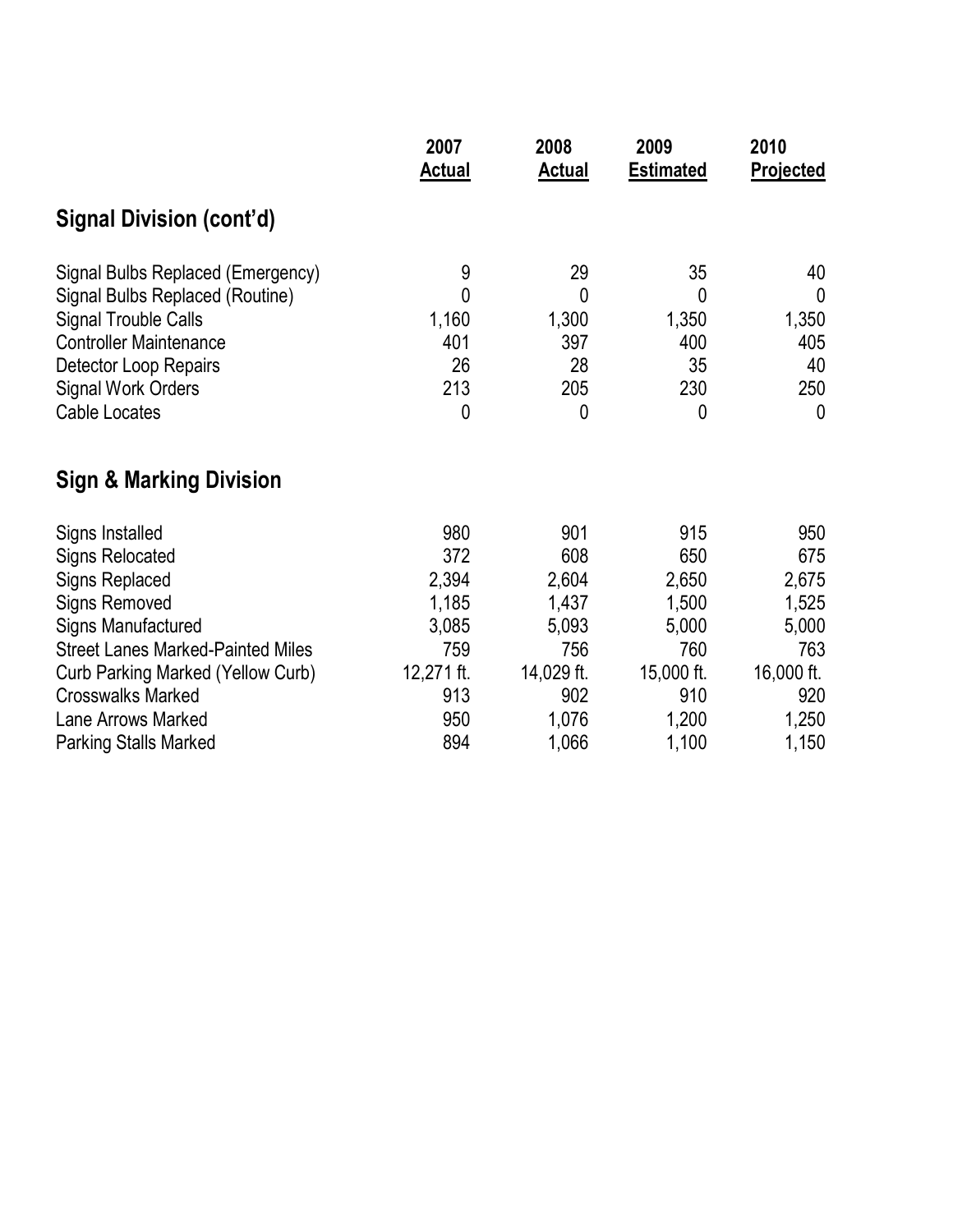| | 2007 Actual | 2008 Actual | 2009 Estimated | 2010 Projected |
|---|---|---|---|---|
| **Signal Division (cont'd)** | | | | |
| Signal Bulbs Replaced (Emergency) | 9 | 29 | 35 | 40 |
| Signal Bulbs Replaced (Routine) | 0 | 0 | 0 | 0 |
| Signal Trouble Calls | 1,160 | 1,300 | 1,350 | 1,350 |
| Controller Maintenance | 401 | 397 | 400 | 405 |
| Detector Loop Repairs | 26 | 28 | 35 | 40 |
| Signal Work Orders | 213 | 205 | 230 | 250 |
| Cable Locates | 0 | 0 | 0 | 0 |
| **Sign & Marking Division** | | | | |
| Signs Installed | 980 | 901 | 915 | 950 |
| Signs Relocated | 372 | 608 | 650 | 675 |
| Signs Replaced | 2,394 | 2,604 | 2,650 | 2,675 |
| Signs Removed | 1,185 | 1,437 | 1,500 | 1,525 |
| Signs Manufactured | 3,085 | 5,093 | 5,000 | 5,000 |
| Street Lanes Marked-Painted Miles | 759 | 756 | 760 | 763 |
| Curb Parking Marked (Yellow Curb) | 12,271 ft. | 14,029 ft. | 15,000 ft. | 16,000 ft. |
| Crosswalks Marked | 913 | 902 | 910 | 920 |
| Lane Arrows Marked | 950 | 1,076 | 1,200 | 1,250 |
| Parking Stalls Marked | 894 | 1,066 | 1,100 | 1,150 |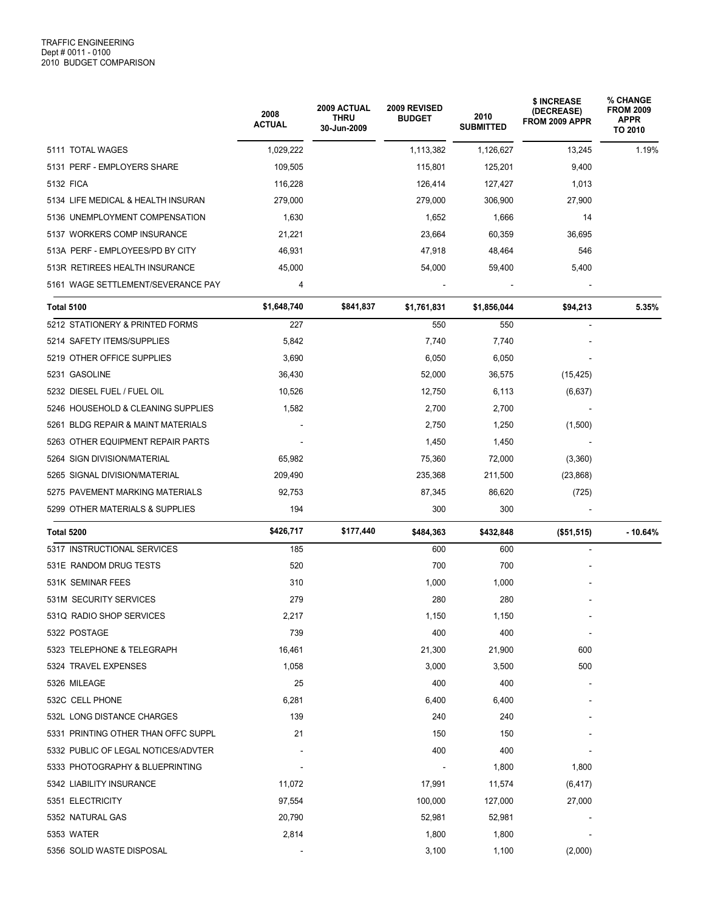TRAFFIC ENGINEERING
Dept # 0011 - 0100
2010 BUDGET COMPARISON

| | 2008 ACTUAL | 2009 ACTUAL THRU 30-Jun-2009 | 2009 REVISED BUDGET | 2010 SUBMITTED | $ INCREASE (DECREASE) FROM 2009 APPR | % CHANGE FROM 2009 APPR TO 2010 |
|---|---|---|---|---|---|---|
| 5111 TOTAL WAGES | 1,029,222 | | 1,113,382 | 1,126,627 | 13,245 | 1.19% |
| 5131 PERF - EMPLOYERS SHARE | 109,505 | | 115,801 | 125,201 | 9,400 | |
| 5132 FICA | 116,228 | | 126,414 | 127,427 | 1,013 | |
| 5134 LIFE MEDICAL & HEALTH INSURAN | 279,000 | | 279,000 | 306,900 | 27,900 | |
| 5136 UNEMPLOYMENT COMPENSATION | 1,630 | | 1,652 | 1,666 | 14 | |
| 5137 WORKERS COMP INSURANCE | 21,221 | | 23,664 | 60,359 | 36,695 | |
| 513A PERF - EMPLOYEES/PD BY CITY | 46,931 | | 47,918 | 48,464 | 546 | |
| 513R RETIREES HEALTH INSURANCE | 45,000 | | 54,000 | 59,400 | 5,400 | |
| 5161 WAGE SETTLEMENT/SEVERANCE PAY | 4 | | - | - | - | |
| **Total 5100** | **$1,648,740** | **$841,837** | **$1,761,831** | **$1,856,044** | **$94,213** | **5.35%** |
| 5212 STATIONERY & PRINTED FORMS | 227 | | 550 | 550 | - | |
| 5214 SAFETY ITEMS/SUPPLIES | 5,842 | | 7,740 | 7,740 | - | |
| 5219 OTHER OFFICE SUPPLIES | 3,690 | | 6,050 | 6,050 | - | |
| 5231 GASOLINE | 36,430 | | 52,000 | 36,575 | (15,425) | |
| 5232 DIESEL FUEL / FUEL OIL | 10,526 | | 12,750 | 6,113 | (6,637) | |
| 5246 HOUSEHOLD & CLEANING SUPPLIES | 1,582 | | 2,700 | 2,700 | - | |
| 5261 BLDG REPAIR & MAINT MATERIALS | - | | 2,750 | 1,250 | (1,500) | |
| 5263 OTHER EQUIPMENT REPAIR PARTS | - | | 1,450 | 1,450 | - | |
| 5264 SIGN DIVISION/MATERIAL | 65,982 | | 75,360 | 72,000 | (3,360) | |
| 5265 SIGNAL DIVISION/MATERIAL | 209,490 | | 235,368 | 211,500 | (23,868) | |
| 5275 PAVEMENT MARKING MATERIALS | 92,753 | | 87,345 | 86,620 | (725) | |
| 5299 OTHER MATERIALS & SUPPLIES | 194 | | 300 | 300 | - | |
| **Total 5200** | **$426,717** | **$177,440** | **$484,363** | **$432,848** | **($51,515)** | **- 10.64%** |
| 5317 INSTRUCTIONAL SERVICES | 185 | | 600 | 600 | - | |
| 531E RANDOM DRUG TESTS | 520 | | 700 | 700 | - | |
| 531K SEMINAR FEES | 310 | | 1,000 | 1,000 | - | |
| 531M SECURITY SERVICES | 279 | | 280 | 280 | - | |
| 531Q RADIO SHOP SERVICES | 2,217 | | 1,150 | 1,150 | - | |
| 5322 POSTAGE | 739 | | 400 | 400 | - | |
| 5323 TELEPHONE & TELEGRAPH | 16,461 | | 21,300 | 21,900 | 600 | |
| 5324 TRAVEL EXPENSES | 1,058 | | 3,000 | 3,500 | 500 | |
| 5326 MILEAGE | 25 | | 400 | 400 | - | |
| 532C CELL PHONE | 6,281 | | 6,400 | 6,400 | - | |
| 532L LONG DISTANCE CHARGES | 139 | | 240 | 240 | - | |
| 5331 PRINTING OTHER THAN OFFC SUPPL | 21 | | 150 | 150 | - | |
| 5332 PUBLIC OF LEGAL NOTICES/ADVTER | - | | 400 | 400 | - | |
| 5333 PHOTOGRAPHY & BLUEPRINTING | - | | - | 1,800 | 1,800 | |
| 5342 LIABILITY INSURANCE | 11,072 | | 17,991 | 11,574 | (6,417) | |
| 5351 ELECTRICITY | 97,554 | | 100,000 | 127,000 | 27,000 | |
| 5352 NATURAL GAS | 20,790 | | 52,981 | 52,981 | - | |
| 5353 WATER | 2,814 | | 1,800 | 1,800 | - | |
| 5356 SOLID WASTE DISPOSAL | - | | 3,100 | 1,100 | (2,000) | |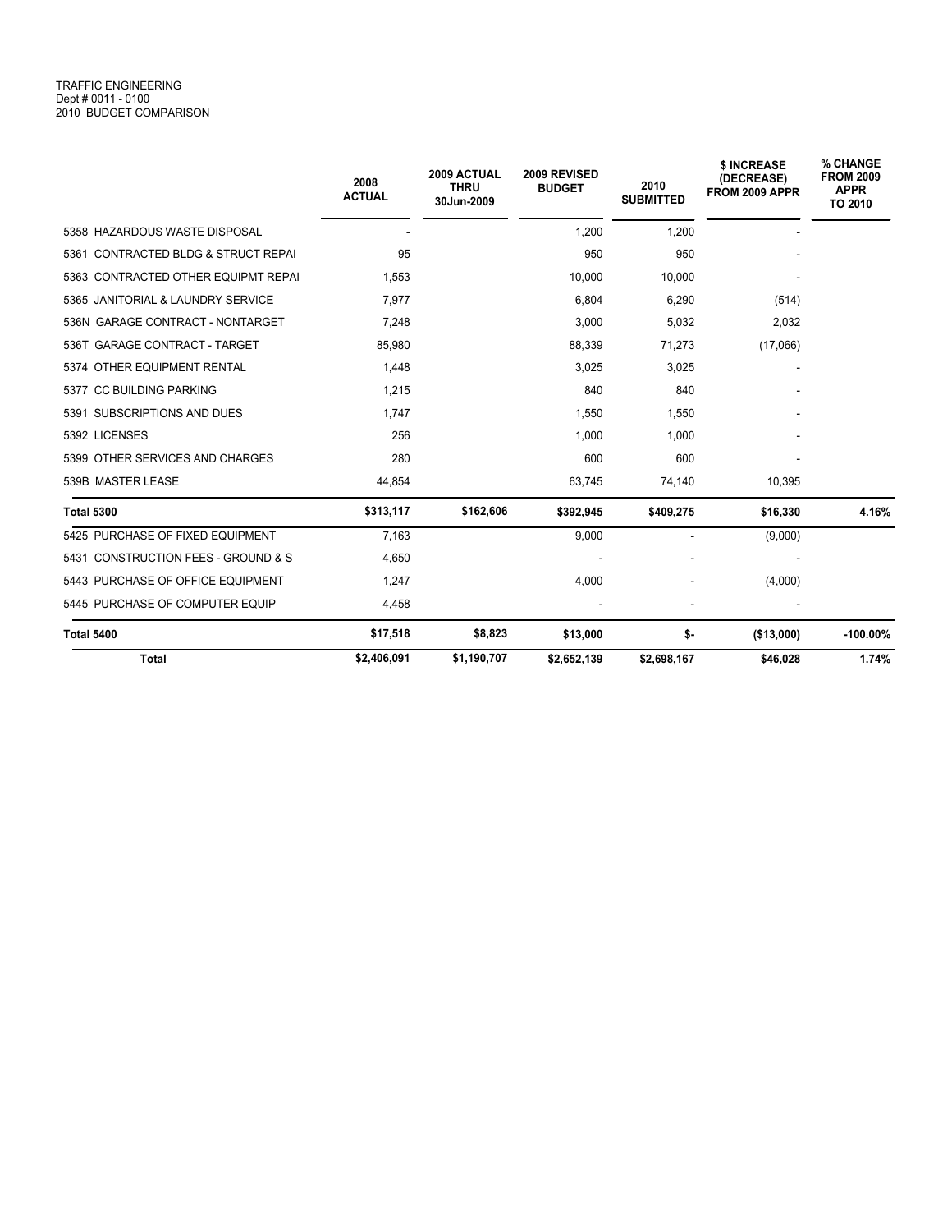TRAFFIC ENGINEERING
Dept # 0011 - 0100
2010 BUDGET COMPARISON

| | 2008 ACTUAL | 2009 ACTUAL THRU 30Jun-2009 | 2009 REVISED BUDGET | 2010 SUBMITTED | $ INCREASE (DECREASE) FROM 2009 APPR | % CHANGE FROM 2009 APPR TO 2010 |
|---|---|---|---|---|---|---|
| 5358 HAZARDOUS WASTE DISPOSAL | - | | 1,200 | 1,200 | - | |
| 5361 CONTRACTED BLDG & STRUCT REPAI | 95 | | 950 | 950 | - | |
| 5363 CONTRACTED OTHER EQUIPMT REPAI | 1,553 | | 10,000 | 10,000 | - | |
| 5365 JANITORIAL & LAUNDRY SERVICE | 7,977 | | 6,804 | 6,290 | (514) | |
| 536N GARAGE CONTRACT - NONTARGET | 7,248 | | 3,000 | 5,032 | 2,032 | |
| 536T GARAGE CONTRACT - TARGET | 85,980 | | 88,339 | 71,273 | (17,066) | |
| 5374 OTHER EQUIPMENT RENTAL | 1,448 | | 3,025 | 3,025 | - | |
| 5377 CC BUILDING PARKING | 1,215 | | 840 | 840 | - | |
| 5391 SUBSCRIPTIONS AND DUES | 1,747 | | 1,550 | 1,550 | - | |
| 5392 LICENSES | 256 | | 1,000 | 1,000 | - | |
| 5399 OTHER SERVICES AND CHARGES | 280 | | 600 | 600 | - | |
| 539B MASTER LEASE | 44,854 | | 63,745 | 74,140 | 10,395 | |
| **Total 5300** | **$313,117** | **$162,606** | **$392,945** | **$409,275** | **$16,330** | **4.16%** |
| 5425 PURCHASE OF FIXED EQUIPMENT | 7,163 | | 9,000 | - | (9,000) | |
| 5431 CONSTRUCTION FEES - GROUND & S | 4,650 | | - | - | - | |
| 5443 PURCHASE OF OFFICE EQUIPMENT | 1,247 | | 4,000 | - | (4,000) | |
| 5445 PURCHASE OF COMPUTER EQUIP | 4,458 | | - | - | - | |
| **Total 5400** | **$17,518** | **$8,823** | **$13,000** | **$-** | **($13,000)** | **-100.00%** |
| **Total** | **$2,406,091** | **$1,190,707** | **$2,652,139** | **$2,698,167** | **$46,028** | **1.74%** |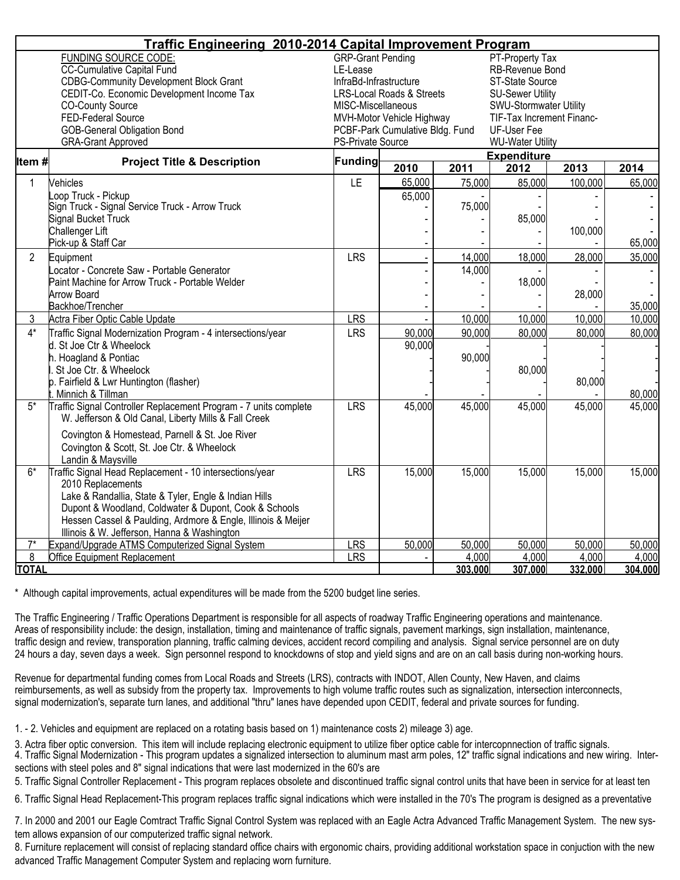# Traffic Engineering 2010-2014 Capital Improvement Program

| | | |
|---|---|---|
| FUNDING SOURCE CODE: | GRP-Grant Pending | PT-Property Tax |
| CC-Cumulative Capital Fund | LE-Lease | RB-Revenue Bond |
| CDBG-Community Development Block Grant | InfraBd-Infrastructure | ST-State Source |
| CEDIT-Co. Economic Development Income Tax | LRS-Local Roads & Streets | SU-Sewer Utility |
| CO-County Source | MISC-Miscellaneous | SWU-Stormwater Utility |
| FED-Federal Source | MVH-Motor Vehicle Highway | TIF-Tax Increment Financ- |
| GOB-General Obligation Bond | PCBF-Park Cumulative Bldg. Fund | UF-User Fee |
| GRA-Grant Approved | PS-Private Source | WU-Water Utility |

| Item # | Project Title & Description | Funding | Expenditure 2010 | 2011 | 2012 | 2013 | 2014 |
|---|---|---|---|---|---|---|---|
| 1 | Vehicles | LE | 65,000 | 75,000 | 85,000 | 100,000 | 65,000 |
| | Loop Truck - Pickup | | 65,000 | - | - | - | - |
| | Sign Truck - Signal Service Truck - Arrow Truck | | - | 75,000 | - | - | - |
| | Signal Bucket Truck | | - | - | 85,000 | - | - |
| | Challenger Lift | | - | - | - | 100,000 | - |
| | Pick-up & Staff Car | | - | - | - | - | 65,000 |
| 2 | Equipment | LRS | - | 14,000 | 18,000 | 28,000 | 35,000 |
| | Locator - Concrete Saw - Portable Generator | | - | 14,000 | - | - | - |
| | Paint Machine for Arrow Truck - Portable Welder | | - | - | 18,000 | - | - |
| | Arrow Board | | - | - | - | 28,000 | - |
| | Backhoe/Trencher | | - | - | - | - | 35,000 |
| 3 | Actra Fiber Optic Cable Update | LRS | - | 10,000 | 10,000 | 10,000 | 10,000 |
| 4* | Traffic Signal Modernization Program - 4 intersections/year | LRS | 90,000 | 90,000 | 80,000 | 80,000 | 80,000 |
| | d. St Joe Ctr & Wheelock | | 90,000 | - | - | - | - |
| | h. Hoagland & Pontiac | | - | 90,000 | - | - | - |
| | l. St Joe Ctr. & Wheelock | | - | - | 80,000 | - | - |
| | p. Fairfield & Lwr Huntington (flasher) | | - | - | - | 80,000 | - |
| | t. Minnich & Tillman | | - | - | - | - | 80,000 |
| 5* | Traffic Signal Controller Replacement Program - 7 units complete<br>W. Jefferson & Old Canal, Liberty Mills & Fall Creek<br>Covington & Homestead, Parnell & St. Joe River<br>Covington & Scott, St. Joe Ctr. & Wheelock<br>Landin & Maysville | LRS | 45,000 | 45,000 | 45,000 | 45,000 | 45,000 |
| 6* | Traffic Signal Head Replacement - 10 intersections/year<br>2010 Replacements<br>Lake & Randallia, State & Tyler, Engle & Indian Hills<br>Dupont & Woodland, Coldwater & Dupont, Cook & Schools<br>Hessen Cassel & Paulding, Ardmore & Engle, Illinois & Meijer<br>Illinois & W. Jefferson, Hanna & Washington | LRS | 15,000 | 15,000 | 15,000 | 15,000 | 15,000 |
| 7* | Expand/Upgrade ATMS Computerized Signal System | LRS | 50,000 | 50,000 | 50,000 | 50,000 | 50,000 |
| 8 | Office Equipment Replacement | LRS | - | 4,000 | 4,000 | 4,000 | 4,000 |
| **TOTAL** | | | | **303,000** | **307,000** | **332,000** | **304,000** |

* Although capital improvements, actual expenditures will be made from the 5200 budget line series.

The Traffic Engineering / Traffic Operations Department is responsible for all aspects of roadway Traffic Engineering operations and maintenance. Areas of responsibility include: the design, installation, timing and maintenance of traffic signals, pavement markings, sign installation, maintenance, traffic design and review, transporation planning, traffic calming devices, accident record compiling and analysis. Signal service personnel are on duty 24 hours a day, seven days a week. Sign personnel respond to knockdowns of stop and yield signs and are on an call basis during non-working hours.

Revenue for departmental funding comes from Local Roads and Streets (LRS), contracts with INDOT, Allen County, New Haven, and claims reimbursements, as well as subsidy from the property tax. Improvements to high volume traffic routes such as signalization, intersection interconnects, signal modernization's, separate turn lanes, and additional "thru" lanes have depended upon CEDIT, federal and private sources for funding.

1. - 2. Vehicles and equipment are replaced on a rotating basis based on 1) maintenance costs 2) mileage 3) age.

3. Actra fiber optic conversion. This item will include replacing electronic equipment to utilize fiber optice cable for intercopnnection of traffic signals.

4. Traffic Signal Modernization - This program updates a signalized intersection to aluminum mast arm poles, 12" traffic signal indications and new wiring. Intersections with steel poles and 8" signal indications that were last modernized in the 60's are

5. Traffic Signal Controller Replacement - This program replaces obsolete and discontinued traffic signal control units that have been in service for at least ten

6. Traffic Signal Head Replacement-This program replaces traffic signal indications which were installed in the 70's The program is designed as a preventative

7. In 2000 and 2001 our Eagle Comtract Traffic Signal Control System was replaced with an Eagle Actra Advanced Traffic Management System. The new system allows expansion of our computerized traffic signal network.

8. Furniture replacement will consist of replacing standard office chairs with ergonomic chairs, providing additional workstation space in conjuction with the new advanced Traffic Management Computer System and replacing worn furniture.